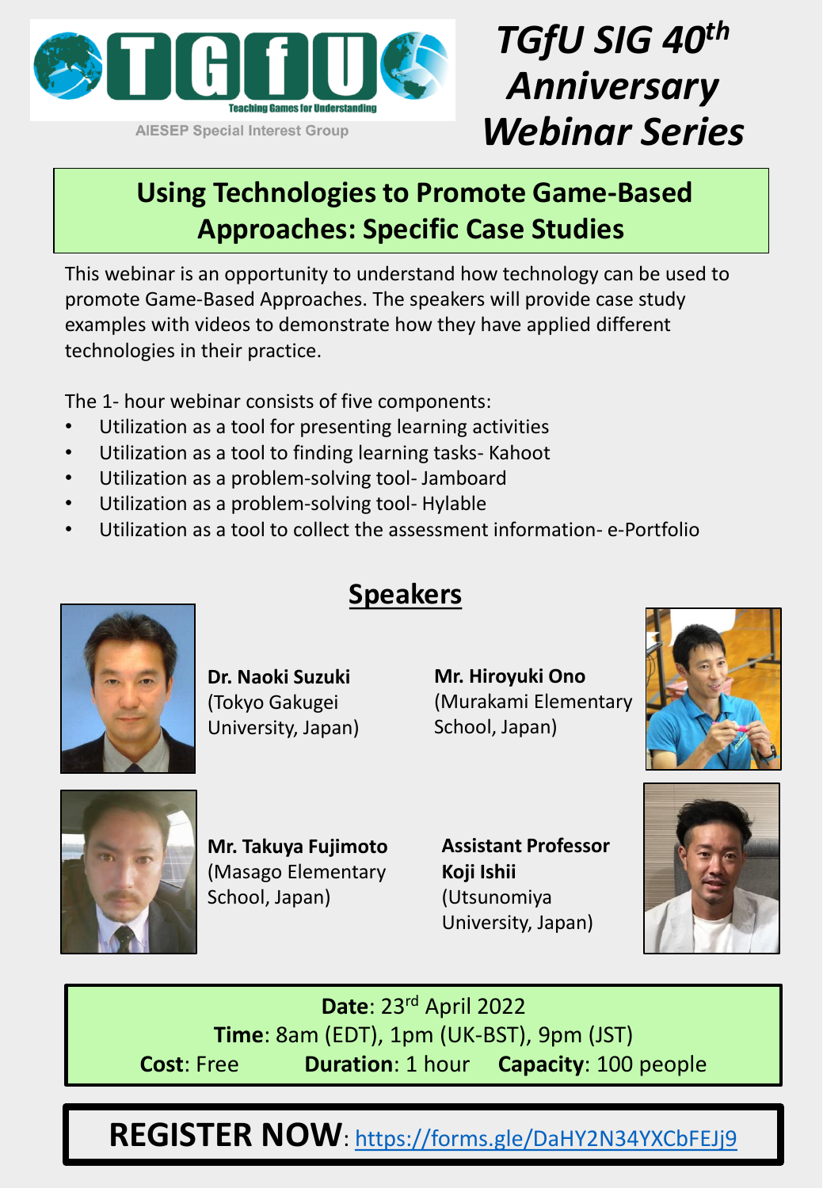TGfU

Teaching Games for Understanding

AIESEP Special Interest Group

# *TGfU SIG 40th Anniversary Webinar Series*

## Using Technologies to Promote Game-Based Approaches: Specific Case Studies

This webinar is an opportunity to understand how technology can be used to promote Game-Based Approaches. The speakers will provide case study examples with videos to demonstrate how they have applied different technologies in their practice.

The 1- hour webinar consists of five components:

- Utilization as a tool for presenting learning activities
- Utilization as a tool to finding learning tasks- Kahoot
- Utilization as a problem-solving tool- Jamboard
- Utilization as a problem-solving tool- Hylable
- Utilization as a tool to collect the assessment information- e-Portfolio

## Speakers

**Dr. Naoki Suzuki**
(Tokyo Gakugei University, Japan)

**Mr. Hiroyuki Ono**
(Murakami Elementary School, Japan)

**Mr. Takuya Fujimoto**
(Masago Elementary School, Japan)

**Assistant Professor Koji Ishii**
(Utsunomiya University, Japan)

**Date**: 23rd April 2022
**Time**: 8am (EDT), 1pm (UK-BST), 9pm (JST)
**Cost**: Free **Duration**: 1 hour **Capacity**: 100 people

**REGISTER NOW**: https://forms.gle/DaHY2N34YXCbFEJj9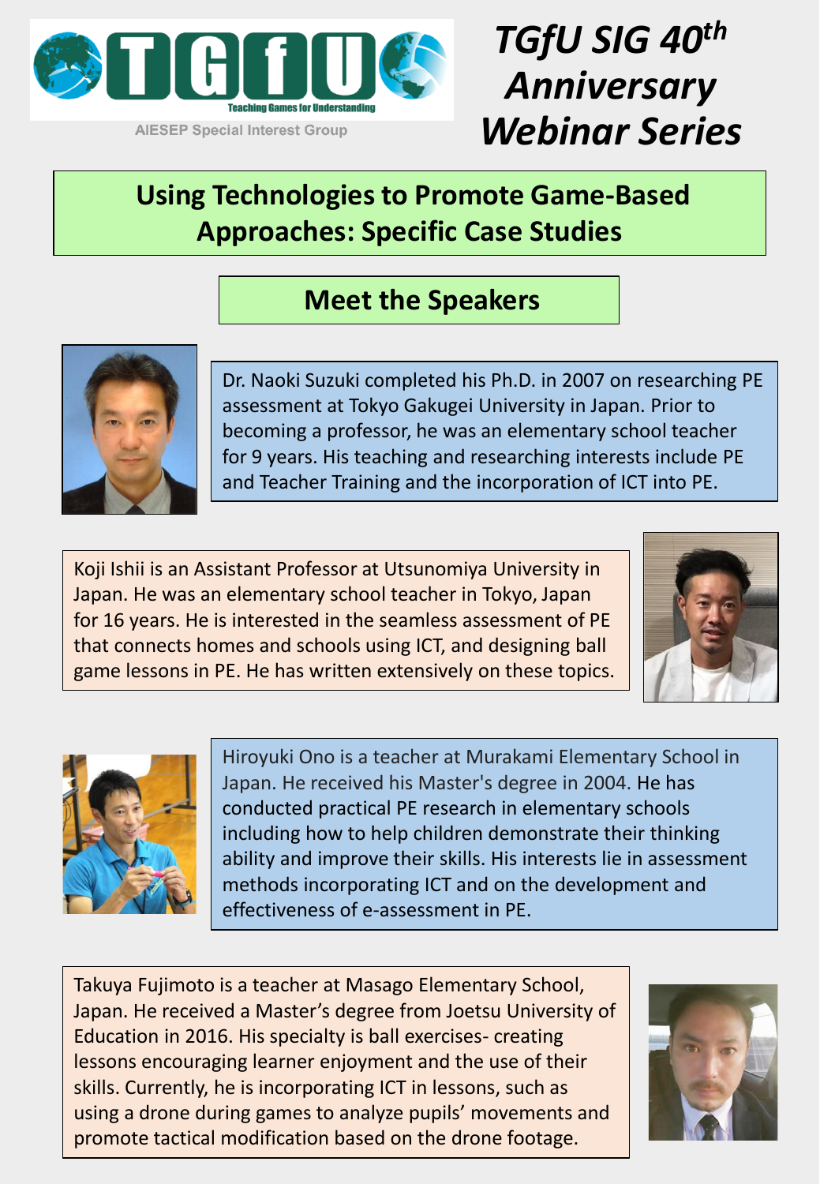TGfU

Teaching Games for Understanding

AIESEP Special Interest Group

# *TGfU SIG 40th Anniversary Webinar Series*

## Using Technologies to Promote Game-Based Approaches: Specific Case Studies

## Meet the Speakers

Dr. Naoki Suzuki completed his Ph.D. in 2007 on researching PE assessment at Tokyo Gakugei University in Japan. Prior to becoming a professor, he was an elementary school teacher for 9 years. His teaching and researching interests include PE and Teacher Training and the incorporation of ICT into PE.

Koji Ishii is an Assistant Professor at Utsunomiya University in Japan. He was an elementary school teacher in Tokyo, Japan for 16 years. He is interested in the seamless assessment of PE that connects homes and schools using ICT, and designing ball game lessons in PE. He has written extensively on these topics.

Hiroyuki Ono is a teacher at Murakami Elementary School in Japan. He received his Master's degree in 2004. He has conducted practical PE research in elementary schools including how to help children demonstrate their thinking ability and improve their skills. His interests lie in assessment methods incorporating ICT and on the development and effectiveness of e-assessment in PE.

Takuya Fujimoto is a teacher at Masago Elementary School, Japan. He received a Master's degree from Joetsu University of Education in 2016. His specialty is ball exercises- creating lessons encouraging learner enjoyment and the use of their skills. Currently, he is incorporating ICT in lessons, such as using a drone during games to analyze pupils' movements and promote tactical modification based on the drone footage.